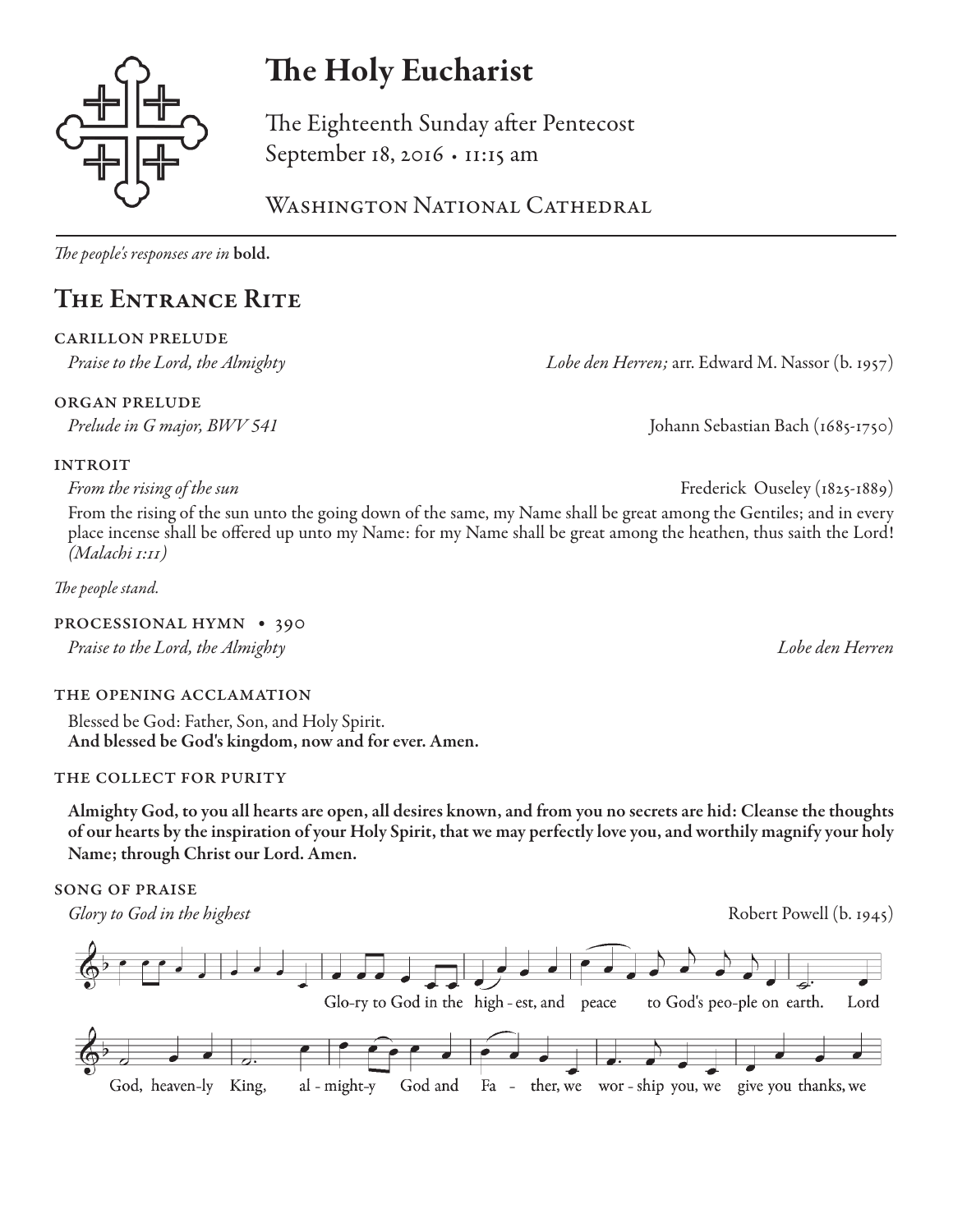# The Holy Eucharist

The Eighteenth Sunday after Pentecost
September 18, 2016 • 11:15 am

Washington National Cathedral

*The people's responses are in* **bold.**

## The Entrance Rite

### carillon prelude

*Praise to the Lord, the Almighty* — *Lobe den Herren;* arr. Edward M. Nassor (b. 1957)

### organ prelude

*Prelude in G major, BWV 541* — Johann Sebastian Bach (1685-1750)

### introit

*From the rising of the sun* — Frederick Ouseley (1825-1889)

From the rising of the sun unto the going down of the same, my Name shall be great among the Gentiles; and in every place incense shall be offered up unto my Name: for my Name shall be great among the heathen, thus saith the Lord! *(Malachi 1:11)*

*The people stand.*

### processional hymn • 390

*Praise to the Lord, the Almighty* — *Lobe den Herren*

### the opening acclamation

Blessed be God: Father, Son, and Holy Spirit.
**And blessed be God's kingdom, now and for ever. Amen.**

### the collect for purity

**Almighty God, to you all hearts are open, all desires known, and from you no secrets are hid: Cleanse the thoughts of our hearts by the inspiration of your Holy Spirit, that we may perfectly love you, and worthily magnify your holy Name; through Christ our Lord. Amen.**

### song of praise

*Glory to God in the highest* — Robert Powell (b. 1945)

Glo-ry to God in the high-est, and peace to God's peo-ple on earth. Lord God, heaven-ly King, al-might-y God and Fa-ther, we wor-ship you, we give you thanks, we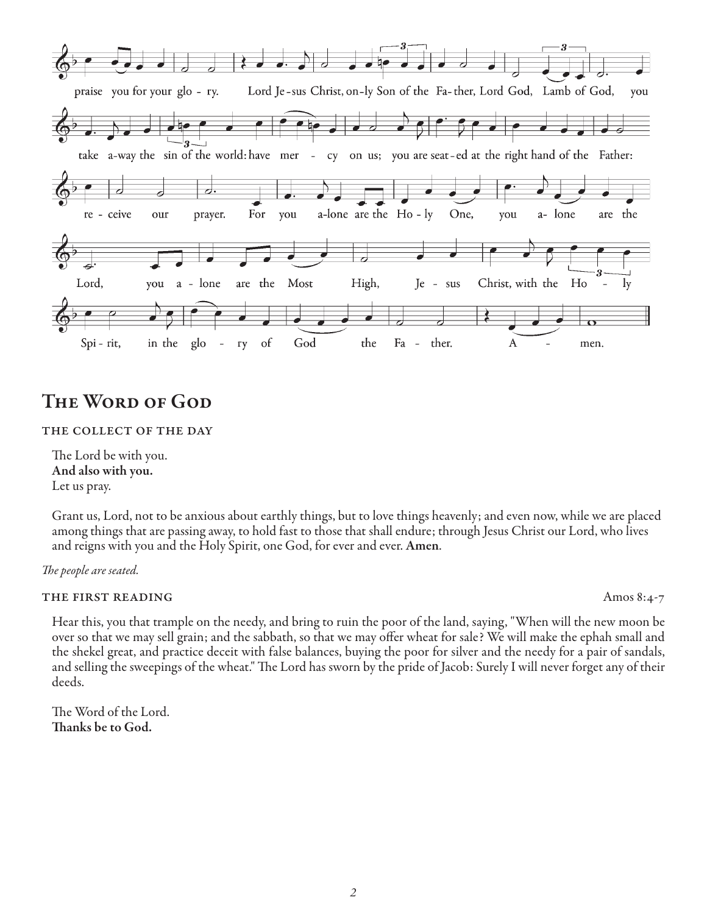praise you for your glory. Lord Jesus Christ, only Son of the Father, Lord God, Lamb of God, you take away the sin of the world: have mercy on us; you are seated at the right hand of the Father: receive our prayer. For you alone are the Holy One, you alone are the Lord, you alone are the Most High, Jesus Christ, with the Holy Spirit, in the glory of God the Father. Amen.

# The Word of God

### THE COLLECT OF THE DAY

The Lord be with you.
**And also with you.**
Let us pray.

Grant us, Lord, not to be anxious about earthly things, but to love things heavenly; and even now, while we are placed among things that are passing away, to hold fast to those that shall endure; through Jesus Christ our Lord, who lives and reigns with you and the Holy Spirit, one God, for ever and ever. **Amen**.

*The people are seated.*

### THE FIRST READING — Amos 8:4-7

Hear this, you that trample on the needy, and bring to ruin the poor of the land, saying, "When will the new moon be over so that we may sell grain; and the sabbath, so that we may offer wheat for sale? We will make the ephah small and the shekel great, and practice deceit with false balances, buying the poor for silver and the needy for a pair of sandals, and selling the sweepings of the wheat." The Lord has sworn by the pride of Jacob: Surely I will never forget any of their deeds.

The Word of the Lord.
**Thanks be to God.**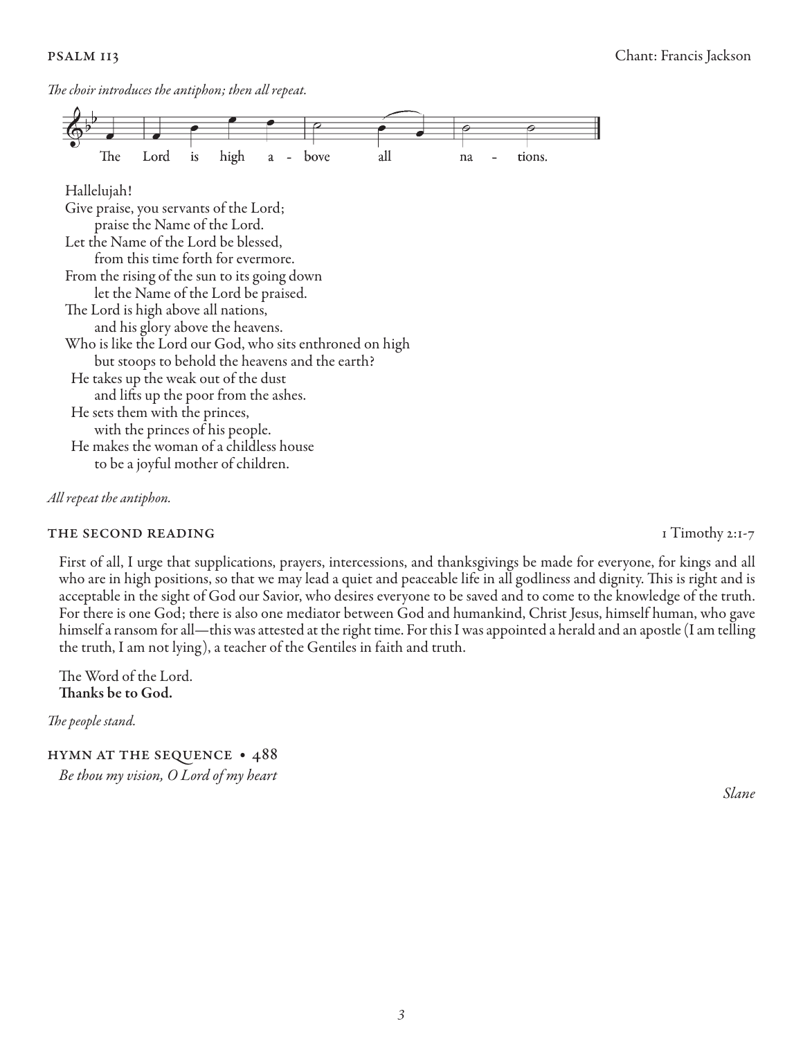## PSALM 113

Chant: Francis Jackson

*The choir introduces the antiphon; then all repeat.*

The Lord is high above all nations.

Hallelujah!
Give praise, you servants of the Lord;
 praise the Name of the Lord.
Let the Name of the Lord be blessed,
 from this time forth for evermore.
From the rising of the sun to its going down
 let the Name of the Lord be praised.
The Lord is high above all nations,
 and his glory above the heavens.
Who is like the Lord our God, who sits enthroned on high
 but stoops to behold the heavens and the earth?
He takes up the weak out of the dust
 and lifts up the poor from the ashes.
He sets them with the princes,
 with the princes of his people.
He makes the woman of a childless house
 to be a joyful mother of children.

*All repeat the antiphon.*

## THE SECOND READING

1 Timothy 2:1-7

First of all, I urge that supplications, prayers, intercessions, and thanksgivings be made for everyone, for kings and all who are in high positions, so that we may lead a quiet and peaceable life in all godliness and dignity. This is right and is acceptable in the sight of God our Savior, who desires everyone to be saved and to come to the knowledge of the truth. For there is one God; there is also one mediator between God and humankind, Christ Jesus, himself human, who gave himself a ransom for all—this was attested at the right time. For this I was appointed a herald and an apostle (I am telling the truth, I am not lying), a teacher of the Gentiles in faith and truth.

The Word of the Lord.
**Thanks be to God.**

*The people stand.*

## HYMN AT THE SEQUENCE • 488

*Be thou my vision, O Lord of my heart*

*Slane*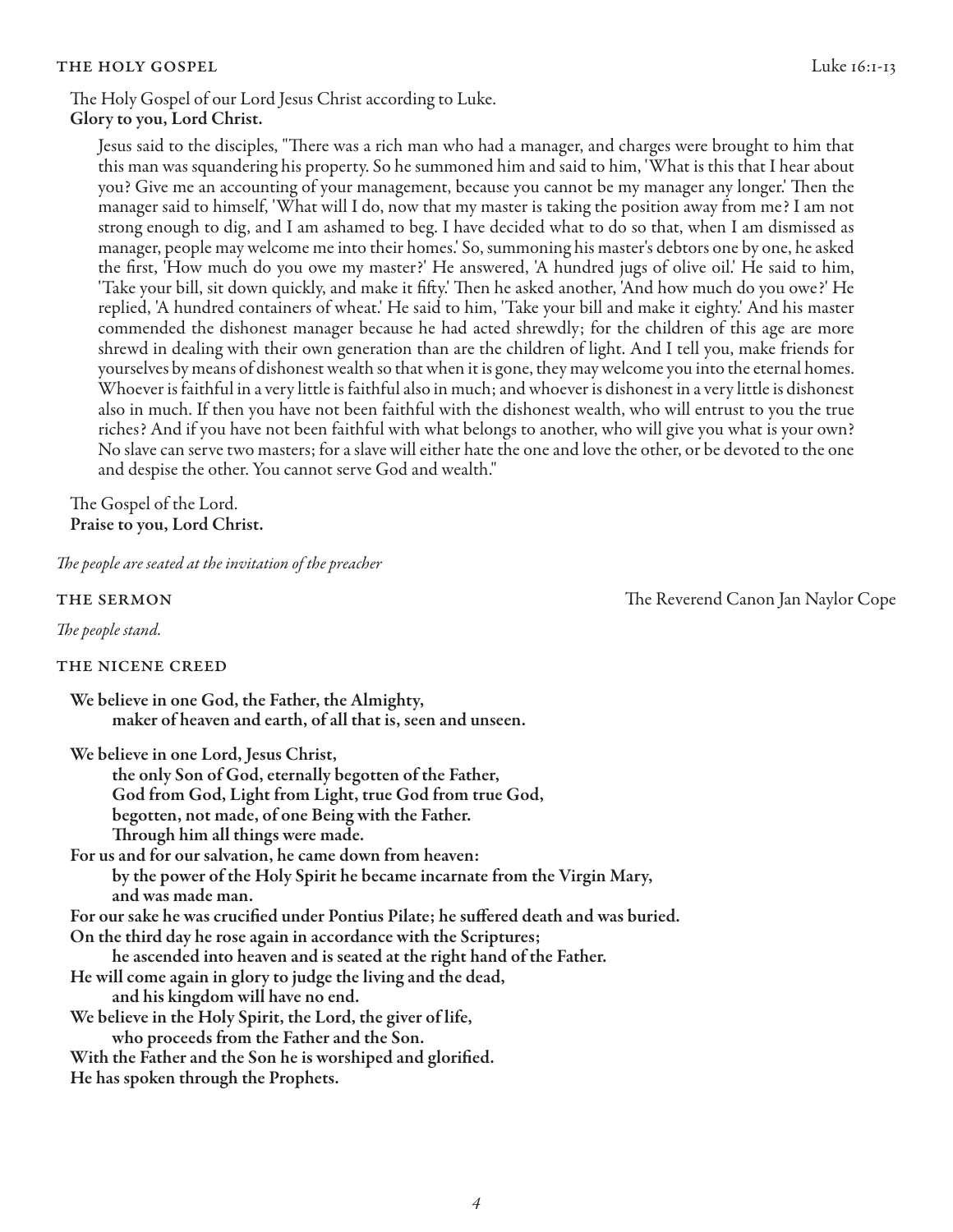## THE HOLY GOSPEL Luke 16:1-13

The Holy Gospel of our Lord Jesus Christ according to Luke.
**Glory to you, Lord Christ.**

Jesus said to the disciples, "There was a rich man who had a manager, and charges were brought to him that this man was squandering his property. So he summoned him and said to him, 'What is this that I hear about you? Give me an accounting of your management, because you cannot be my manager any longer.' Then the manager said to himself, 'What will I do, now that my master is taking the position away from me? I am not strong enough to dig, and I am ashamed to beg. I have decided what to do so that, when I am dismissed as manager, people may welcome me into their homes.' So, summoning his master's debtors one by one, he asked the first, 'How much do you owe my master?' He answered, 'A hundred jugs of olive oil.' He said to him, 'Take your bill, sit down quickly, and make it fifty.' Then he asked another, 'And how much do you owe?' He replied, 'A hundred containers of wheat.' He said to him, 'Take your bill and make it eighty.' And his master commended the dishonest manager because he had acted shrewdly; for the children of this age are more shrewd in dealing with their own generation than are the children of light. And I tell you, make friends for yourselves by means of dishonest wealth so that when it is gone, they may welcome you into the eternal homes. Whoever is faithful in a very little is faithful also in much; and whoever is dishonest in a very little is dishonest also in much. If then you have not been faithful with the dishonest wealth, who will entrust to you the true riches? And if you have not been faithful with what belongs to another, who will give you what is your own? No slave can serve two masters; for a slave will either hate the one and love the other, or be devoted to the one and despise the other. You cannot serve God and wealth."

The Gospel of the Lord.
**Praise to you, Lord Christ.**

*The people are seated at the invitation of the preacher*

## THE SERMON The Reverend Canon Jan Naylor Cope

*The people stand.*

## THE NICENE CREED

**We believe in one God, the Father, the Almighty,**
**maker of heaven and earth, of all that is, seen and unseen.**

**We believe in one Lord, Jesus Christ,**
**the only Son of God, eternally begotten of the Father,**
**God from God, Light from Light, true God from true God,**
**begotten, not made, of one Being with the Father.**
**Through him all things were made.**
**For us and for our salvation, he came down from heaven:**
**by the power of the Holy Spirit he became incarnate from the Virgin Mary,**
**and was made man.**
**For our sake he was crucified under Pontius Pilate; he suffered death and was buried.**
**On the third day he rose again in accordance with the Scriptures;**
**he ascended into heaven and is seated at the right hand of the Father.**
**He will come again in glory to judge the living and the dead,**
**and his kingdom will have no end.**
**We believe in the Holy Spirit, the Lord, the giver of life,**
**who proceeds from the Father and the Son.**
**With the Father and the Son he is worshiped and glorified.**
**He has spoken through the Prophets.**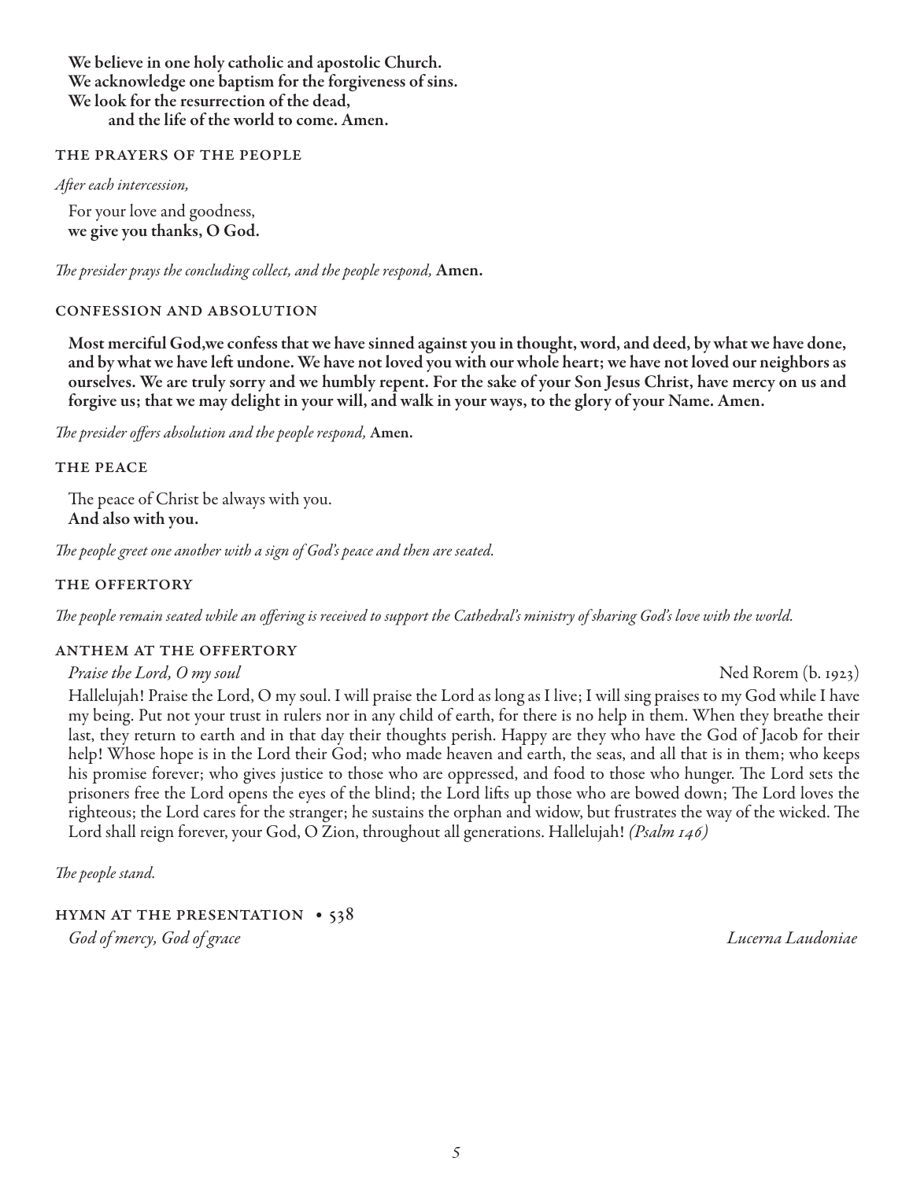**We believe in one holy catholic and apostolic Church.**
**We acknowledge one baptism for the forgiveness of sins.**
**We look for the resurrection of the dead,**
**and the life of the world to come. Amen.**

### THE PRAYERS OF THE PEOPLE

*After each intercession,*

For your love and goodness,
**we give you thanks, O God.**

*The presider prays the concluding collect, and the people respond,* **Amen.**

### CONFESSION AND ABSOLUTION

**Most merciful God,we confess that we have sinned against you in thought, word, and deed, by what we have done, and by what we have left undone. We have not loved you with our whole heart; we have not loved our neighbors as ourselves. We are truly sorry and we humbly repent. For the sake of your Son Jesus Christ, have mercy on us and forgive us; that we may delight in your will, and walk in your ways, to the glory of your Name. Amen.**

*The presider offers absolution and the people respond,* **Amen.**

### THE PEACE

The peace of Christ be always with you.
**And also with you.**

*The people greet one another with a sign of God's peace and then are seated.*

### THE OFFERTORY

*The people remain seated while an offering is received to support the Cathedral's ministry of sharing God's love with the world.*

### ANTHEM AT THE OFFERTORY

*Praise the Lord, O my soul* Ned Rorem (b. 1923)

Hallelujah! Praise the Lord, O my soul. I will praise the Lord as long as I live; I will sing praises to my God while I have my being. Put not your trust in rulers nor in any child of earth, for there is no help in them. When they breathe their last, they return to earth and in that day their thoughts perish. Happy are they who have the God of Jacob for their help! Whose hope is in the Lord their God; who made heaven and earth, the seas, and all that is in them; who keeps his promise forever; who gives justice to those who are oppressed, and food to those who hunger. The Lord sets the prisoners free the Lord opens the eyes of the blind; the Lord lifts up those who are bowed down; The Lord loves the righteous; the Lord cares for the stranger; he sustains the orphan and widow, but frustrates the way of the wicked. The Lord shall reign forever, your God, O Zion, throughout all generations. Hallelujah! *(Psalm 146)*

*The people stand.*

### HYMN AT THE PRESENTATION • 538

*God of mercy, God of grace* *Lucerna Laudoniae*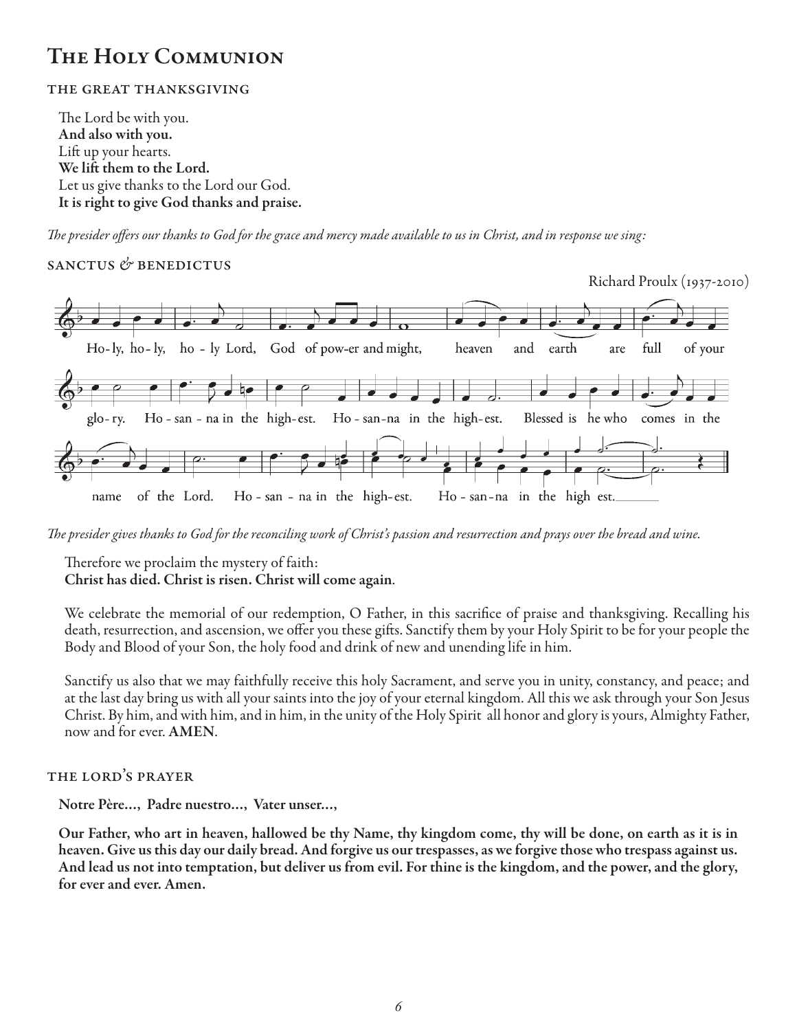# The Holy Communion

## the great thanksgiving

The Lord be with you.
**And also with you.**
Lift up your hearts.
**We lift them to the Lord.**
Let us give thanks to the Lord our God.
**It is right to give God thanks and praise.**

*The presider offers our thanks to God for the grace and mercy made available to us in Christ, and in response we sing:*

## sanctus & benedictus

Richard Proulx (1937-2010)

Ho-ly, ho-ly, ho-ly Lord, God of pow-er and might, heaven and earth are full of your glo-ry. Ho-san-na in the high-est. Ho-san-na in the high-est. Blessed is he who comes in the name of the Lord. Ho-san-na in the high-est. Ho-san-na in the high est.

*The presider gives thanks to God for the reconciling work of Christ's passion and resurrection and prays over the bread and wine.*

Therefore we proclaim the mystery of faith:
**Christ has died. Christ is risen. Christ will come again**.

We celebrate the memorial of our redemption, O Father, in this sacrifice of praise and thanksgiving. Recalling his death, resurrection, and ascension, we offer you these gifts. Sanctify them by your Holy Spirit to be for your people the Body and Blood of your Son, the holy food and drink of new and unending life in him.

Sanctify us also that we may faithfully receive this holy Sacrament, and serve you in unity, constancy, and peace; and at the last day bring us with all your saints into the joy of your eternal kingdom. All this we ask through your Son Jesus Christ. By him, and with him, and in him, in the unity of the Holy Spirit all honor and glory is yours, Almighty Father, now and for ever. **AMEN**.

## the lord's prayer

**Notre Père…, Padre nuestro…, Vater unser…,**

**Our Father, who art in heaven, hallowed be thy Name, thy kingdom come, thy will be done, on earth as it is in heaven. Give us this day our daily bread. And forgive us our trespasses, as we forgive those who trespass against us. And lead us not into temptation, but deliver us from evil. For thine is the kingdom, and the power, and the glory, for ever and ever. Amen.**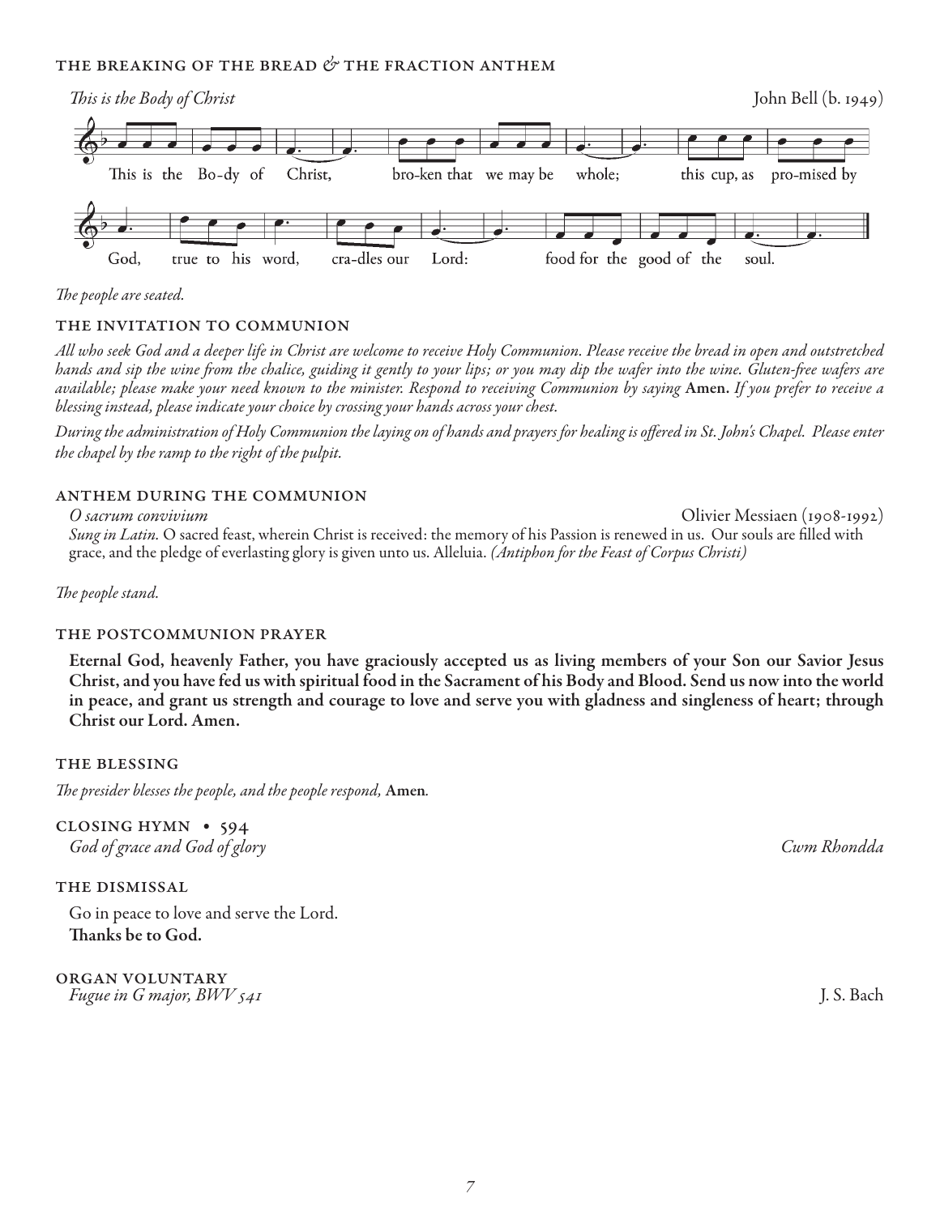## THE BREAKING OF THE BREAD & THE FRACTION ANTHEM

*This is the Body of Christ* — John Bell (b. 1949)

This is the Body of Christ, broken that we may be whole; this cup, as promised by God, true to his word, cradles our Lord: food for the good of the soul.

*The people are seated.*

## THE INVITATION TO COMMUNION

*All who seek God and a deeper life in Christ are welcome to receive Holy Communion. Please receive the bread in open and outstretched hands and sip the wine from the chalice, guiding it gently to your lips; or you may dip the wafer into the wine. Gluten-free wafers are available; please make your need known to the minister. Respond to receiving Communion by saying* **Amen.** *If you prefer to receive a blessing instead, please indicate your choice by crossing your hands across your chest.*

*During the administration of Holy Communion the laying on of hands and prayers for healing is offered in St. John's Chapel. Please enter the chapel by the ramp to the right of the pulpit.*

## ANTHEM DURING THE COMMUNION

*O sacrum convivium* — Olivier Messiaen (1908-1992)

*Sung in Latin.* O sacred feast, wherein Christ is received: the memory of his Passion is renewed in us. Our souls are filled with grace, and the pledge of everlasting glory is given unto us. Alleluia. *(Antiphon for the Feast of Corpus Christi)*

*The people stand.*

## THE POSTCOMMUNION PRAYER

**Eternal God, heavenly Father, you have graciously accepted us as living members of your Son our Savior Jesus Christ, and you have fed us with spiritual food in the Sacrament of his Body and Blood. Send us now into the world in peace, and grant us strength and courage to love and serve you with gladness and singleness of heart; through Christ our Lord. Amen.**

## THE BLESSING

*The presider blesses the people, and the people respond,* **Amen***.*

## CLOSING HYMN • 594

*God of grace and God of glory* — *Cwm Rhondda*

## THE DISMISSAL

Go in peace to love and serve the Lord.
**Thanks be to God.**

## ORGAN VOLUNTARY

*Fugue in G major, BWV 541* — J. S. Bach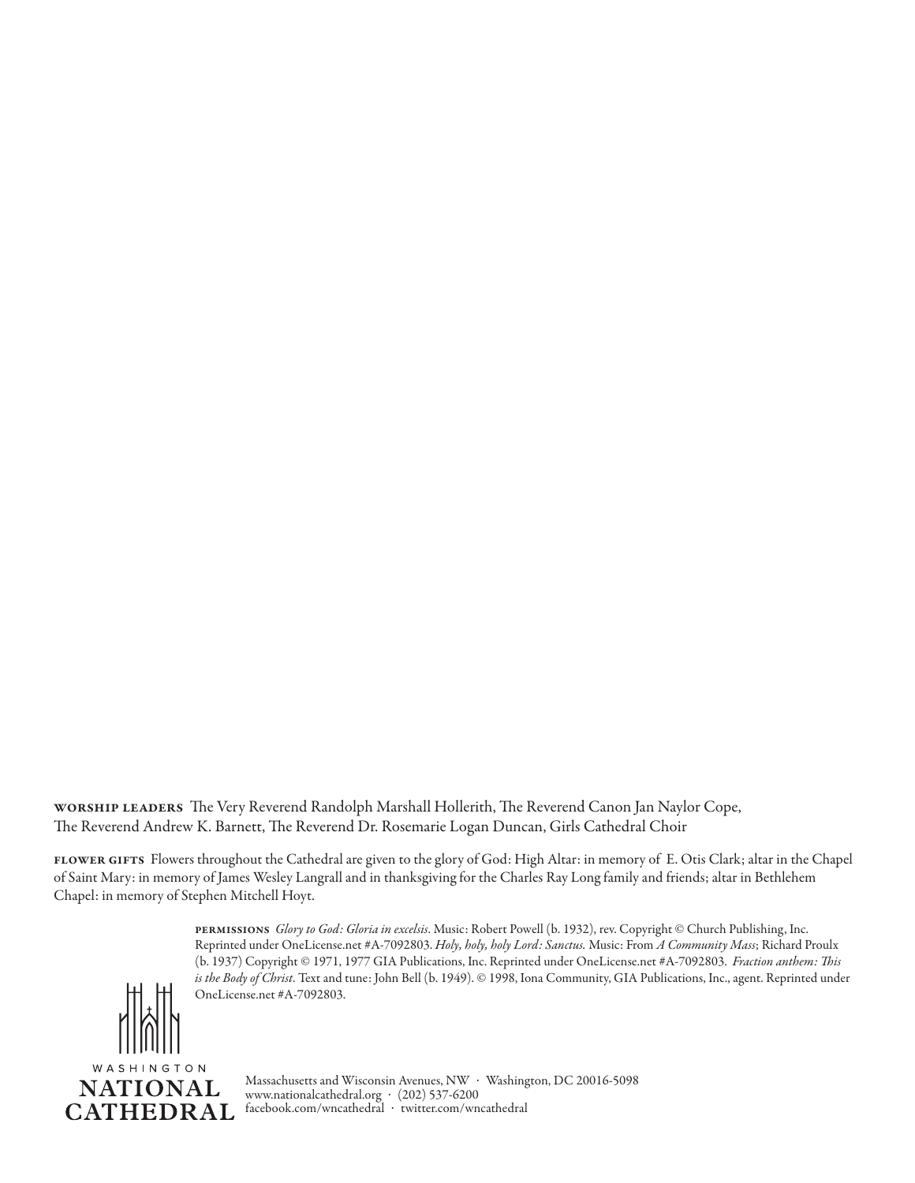**WORSHIP LEADERS** The Very Reverend Randolph Marshall Hollerith, The Reverend Canon Jan Naylor Cope, The Reverend Andrew K. Barnett, The Reverend Dr. Rosemarie Logan Duncan, Girls Cathedral Choir

**FLOWER GIFTS** Flowers throughout the Cathedral are given to the glory of God: High Altar: in memory of E. Otis Clark; altar in the Chapel of Saint Mary: in memory of James Wesley Langrall and in thanksgiving for the Charles Ray Long family and friends; altar in Bethlehem Chapel: in memory of Stephen Mitchell Hoyt.

**PERMISSIONS** *Glory to God: Gloria in excelsis*. Music: Robert Powell (b. 1932), rev. Copyright © Church Publishing, Inc. Reprinted under OneLicense.net #A-7092803. *Holy, holy, holy Lord: Sanctus.* Music: From *A Community Mass*; Richard Proulx (b. 1937) Copyright © 1971, 1977 GIA Publications, Inc. Reprinted under OneLicense.net #A-7092803. *Fraction anthem: This is the Body of Christ*. Text and tune: John Bell (b. 1949). © 1998, Iona Community, GIA Publications, Inc., agent. Reprinted under OneLicense.net #A-7092803.

WASHINGTON
NATIONAL
CATHEDRAL

Massachusetts and Wisconsin Avenues, NW · Washington, DC 20016-5098
www.nationalcathedral.org · (202) 537-6200
facebook.com/wncathedral · twitter.com/wncathedral